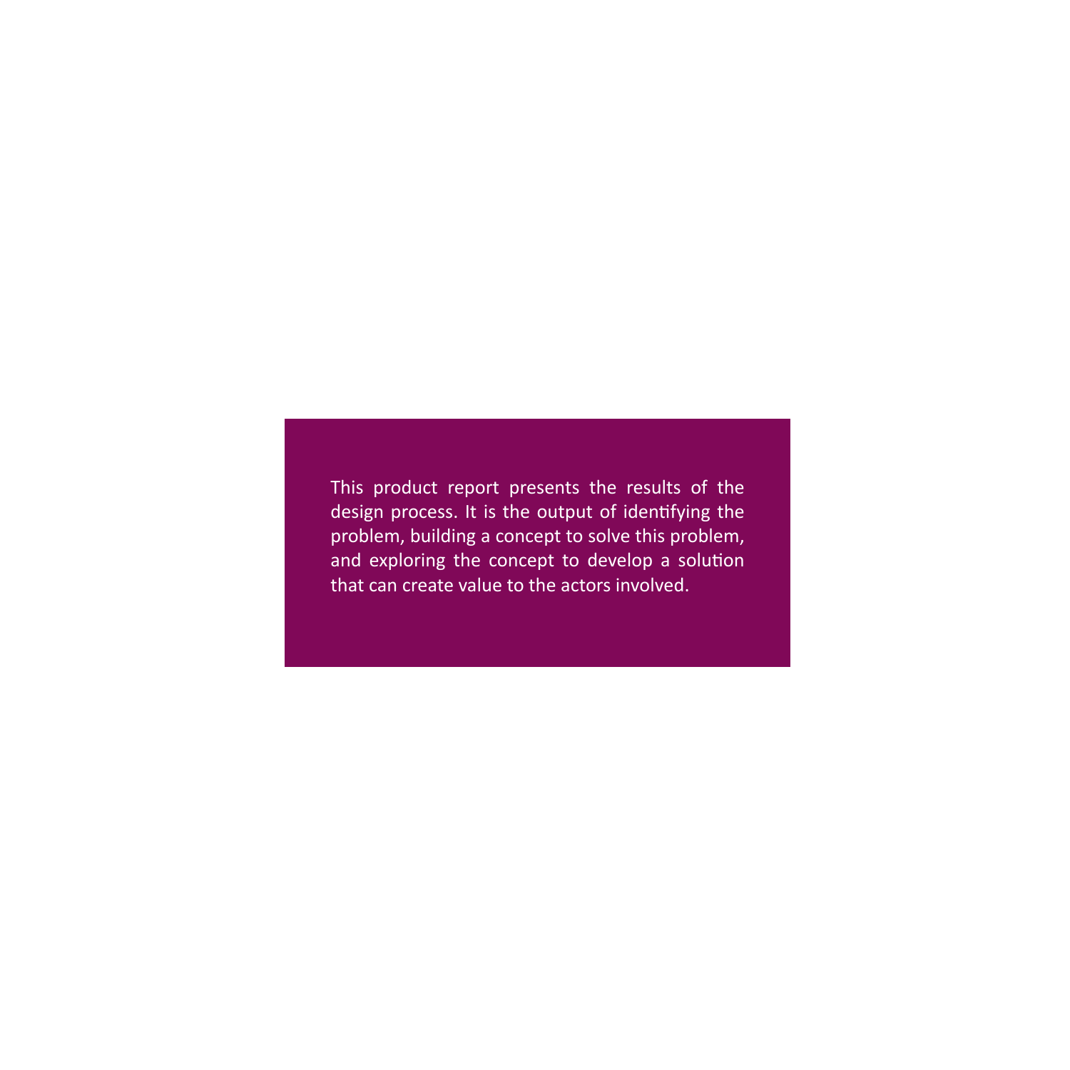This product report presents the results of the design process. It is the output of identifying the problem, building a concept to solve this problem, and exploring the concept to develop a solution that can create value to the actors involved.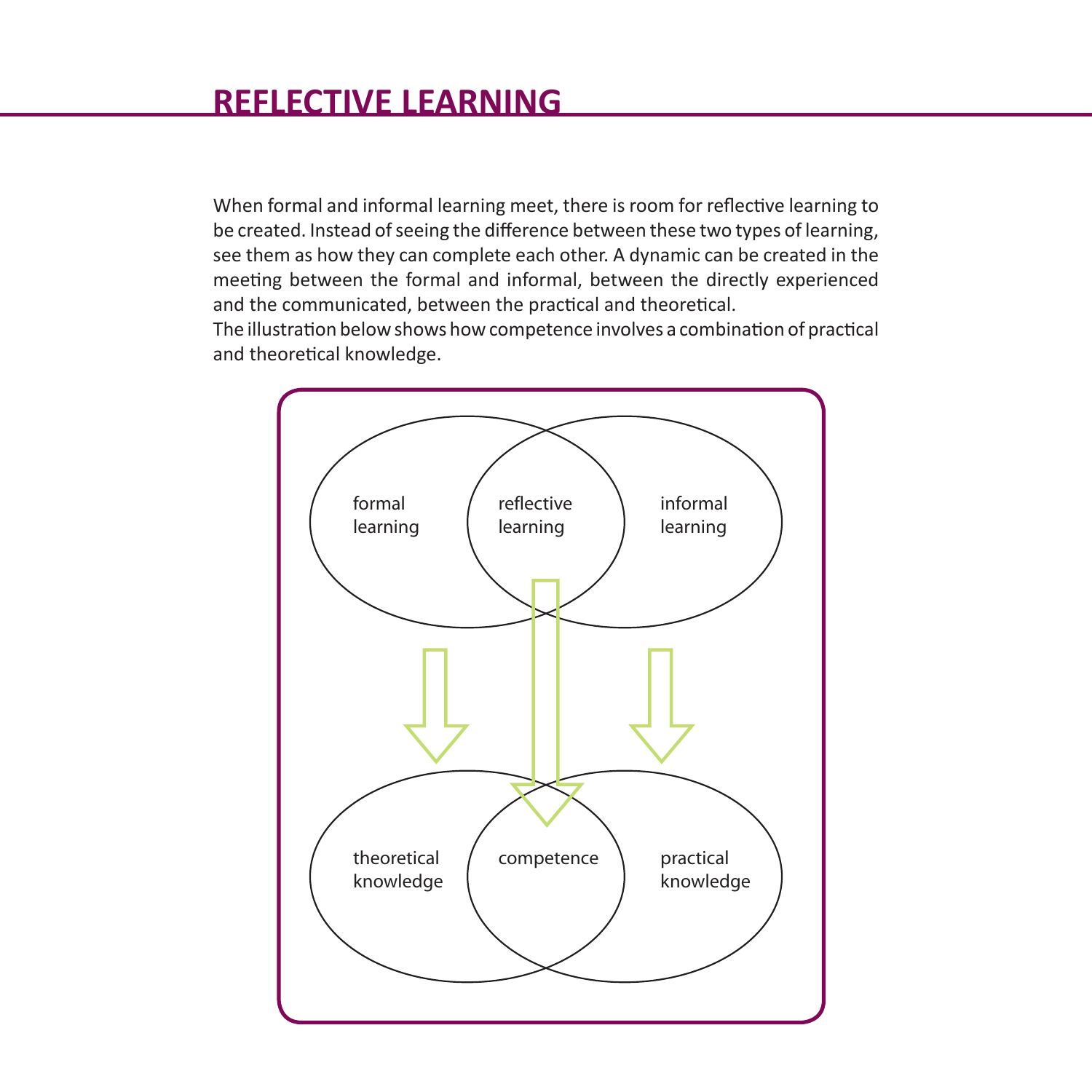# REFLECTIVE LEARNING

When formal and informal learning meet, there is room for reflective learning to be created. Instead of seeing the difference between these two types of learning, see them as how they can complete each other. A dynamic can be created in the meeting between the formal and informal, between the directly experienced and the communicated, between the practical and theoretical.

The illustration below shows how competence involves a combination of practical and theoretical knowledge.

formal learning | reflective learning | informal learning

theoretical knowledge | competence | practical knowledge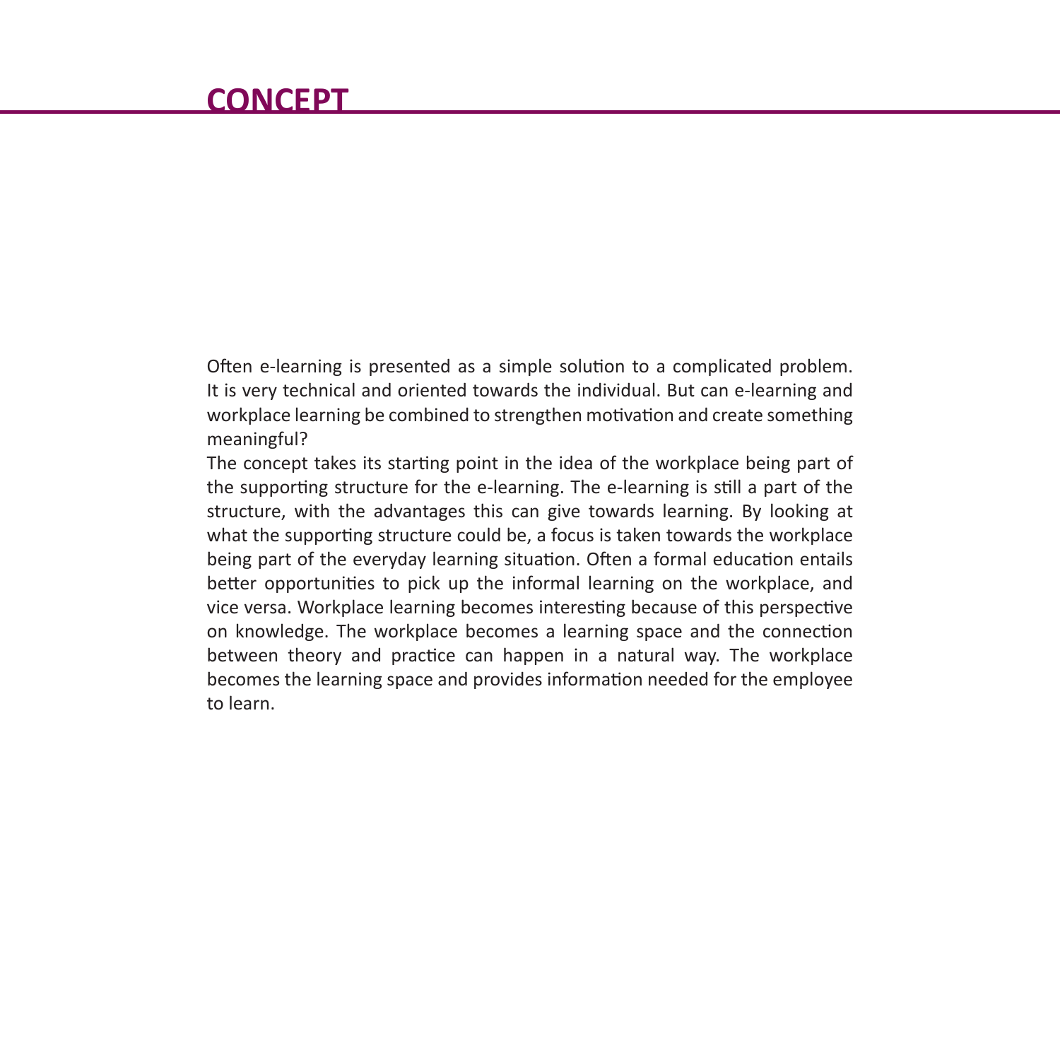# CONCEPT

Often e-learning is presented as a simple solution to a complicated problem. It is very technical and oriented towards the individual. But can e-learning and workplace learning be combined to strengthen motivation and create something meaningful?

The concept takes its starting point in the idea of the workplace being part of the supporting structure for the e-learning. The e-learning is still a part of the structure, with the advantages this can give towards learning. By looking at what the supporting structure could be, a focus is taken towards the workplace being part of the everyday learning situation. Often a formal education entails better opportunities to pick up the informal learning on the workplace, and vice versa. Workplace learning becomes interesting because of this perspective on knowledge. The workplace becomes a learning space and the connection between theory and practice can happen in a natural way. The workplace becomes the learning space and provides information needed for the employee to learn.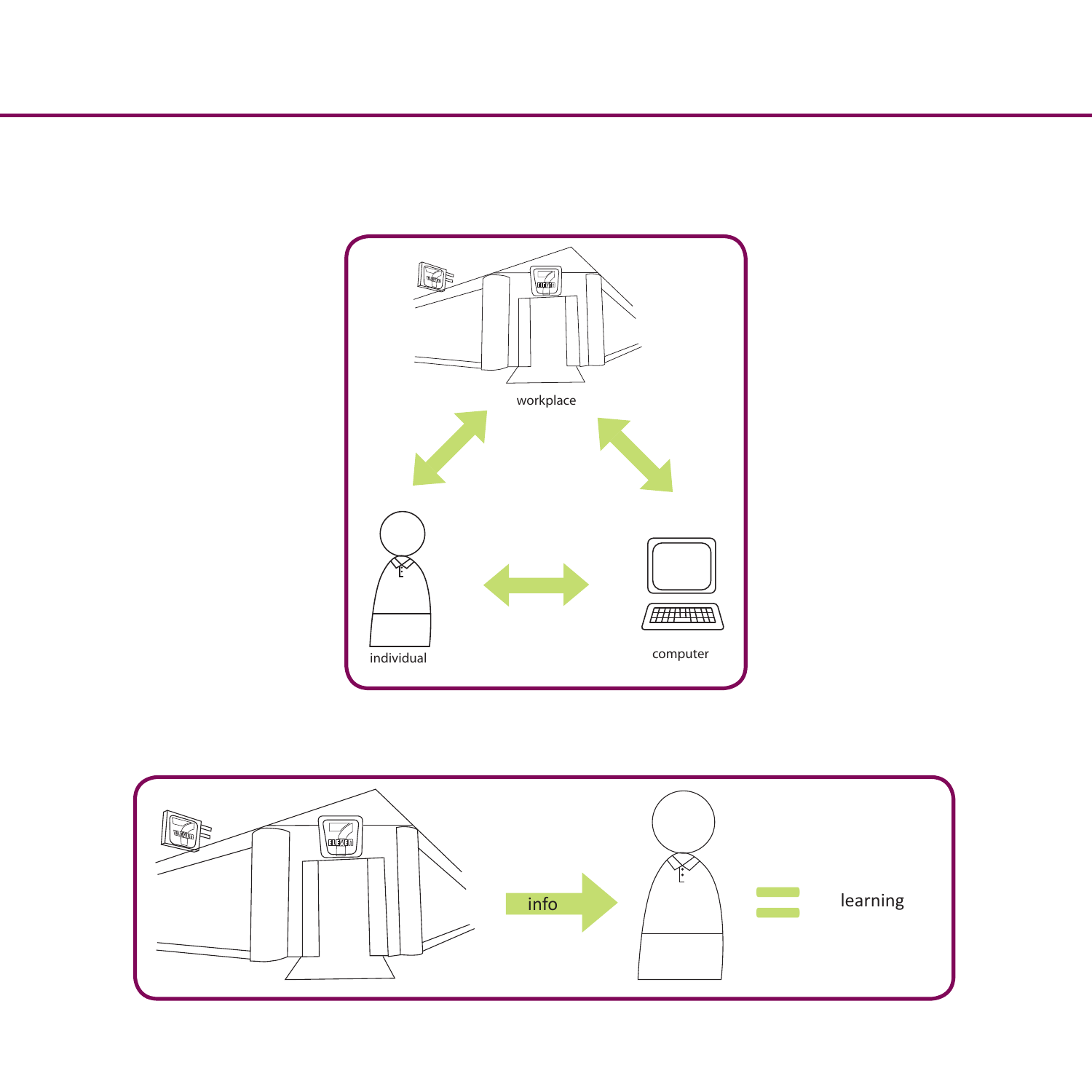workplace

individual

computer

info

learning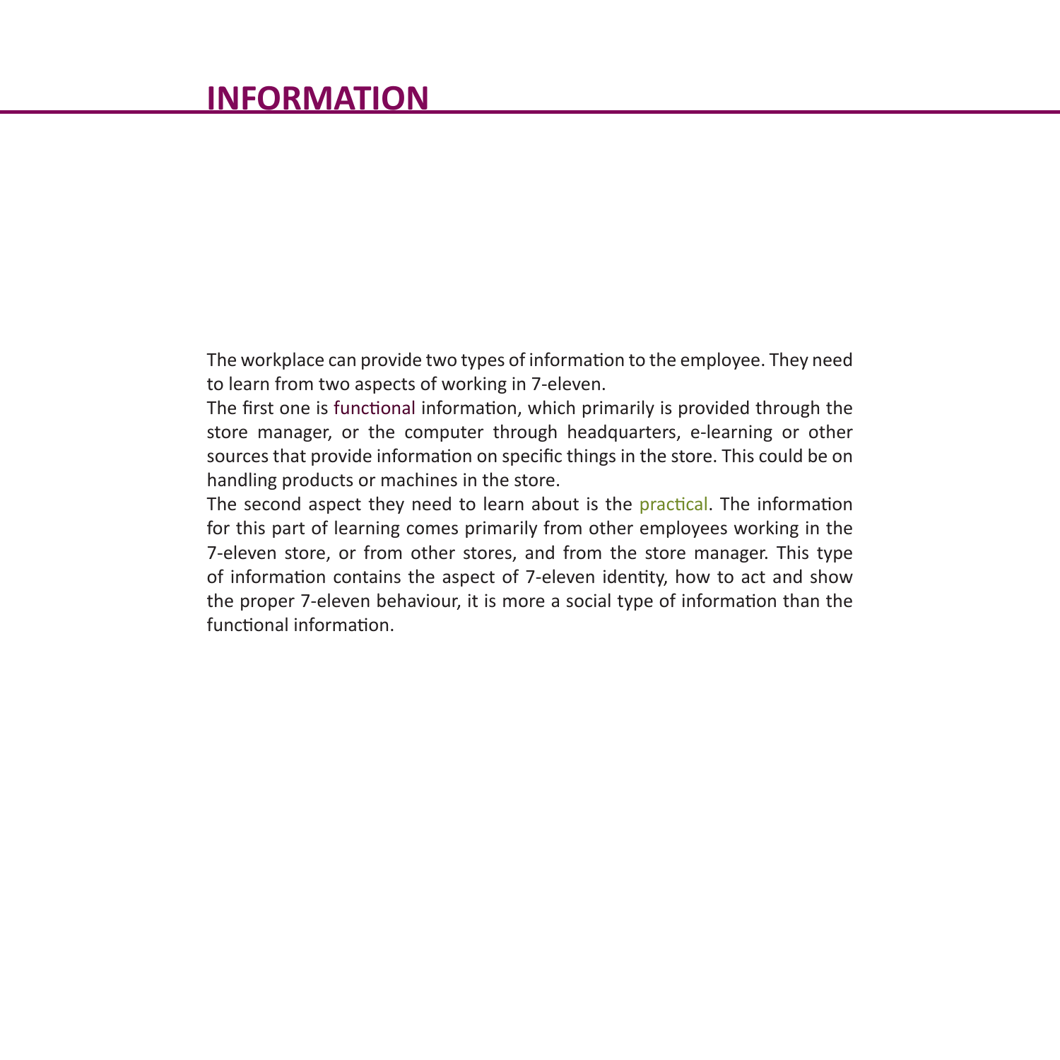# INFORMATION

The workplace can provide two types of information to the employee. They need to learn from two aspects of working in 7-eleven.

The first one is functional information, which primarily is provided through the store manager, or the computer through headquarters, e-learning or other sources that provide information on specific things in the store. This could be on handling products or machines in the store.

The second aspect they need to learn about is the practical. The information for this part of learning comes primarily from other employees working in the 7-eleven store, or from other stores, and from the store manager. This type of information contains the aspect of 7-eleven identity, how to act and show the proper 7-eleven behaviour, it is more a social type of information than the functional information.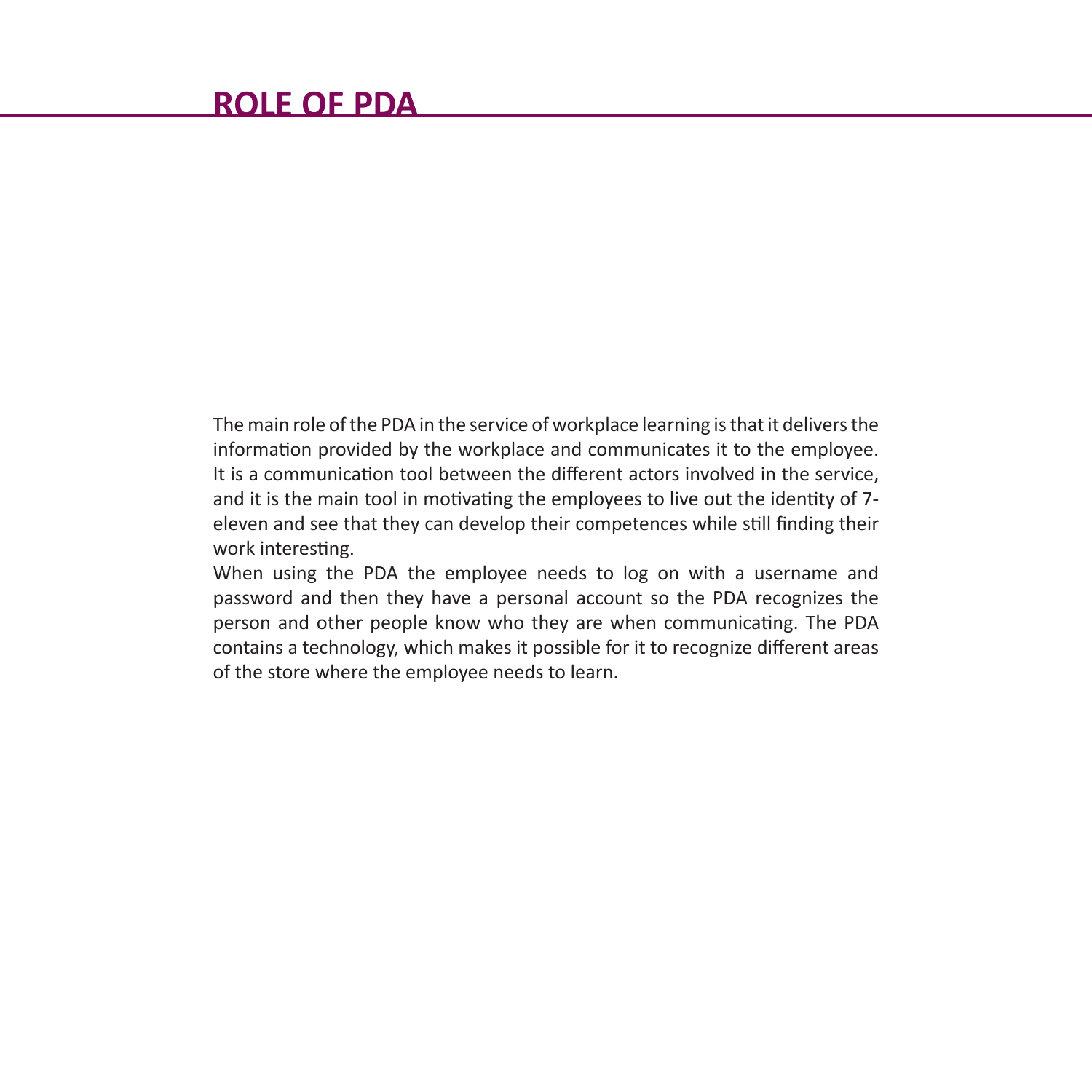# ROLE OF PDA

The main role of the PDA in the service of workplace learning is that it delivers the information provided by the workplace and communicates it to the employee. It is a communication tool between the different actors involved in the service, and it is the main tool in motivating the employees to live out the identity of 7-eleven and see that they can develop their competences while still finding their work interesting.

When using the PDA the employee needs to log on with a username and password and then they have a personal account so the PDA recognizes the person and other people know who they are when communicating. The PDA contains a technology, which makes it possible for it to recognize different areas of the store where the employee needs to learn.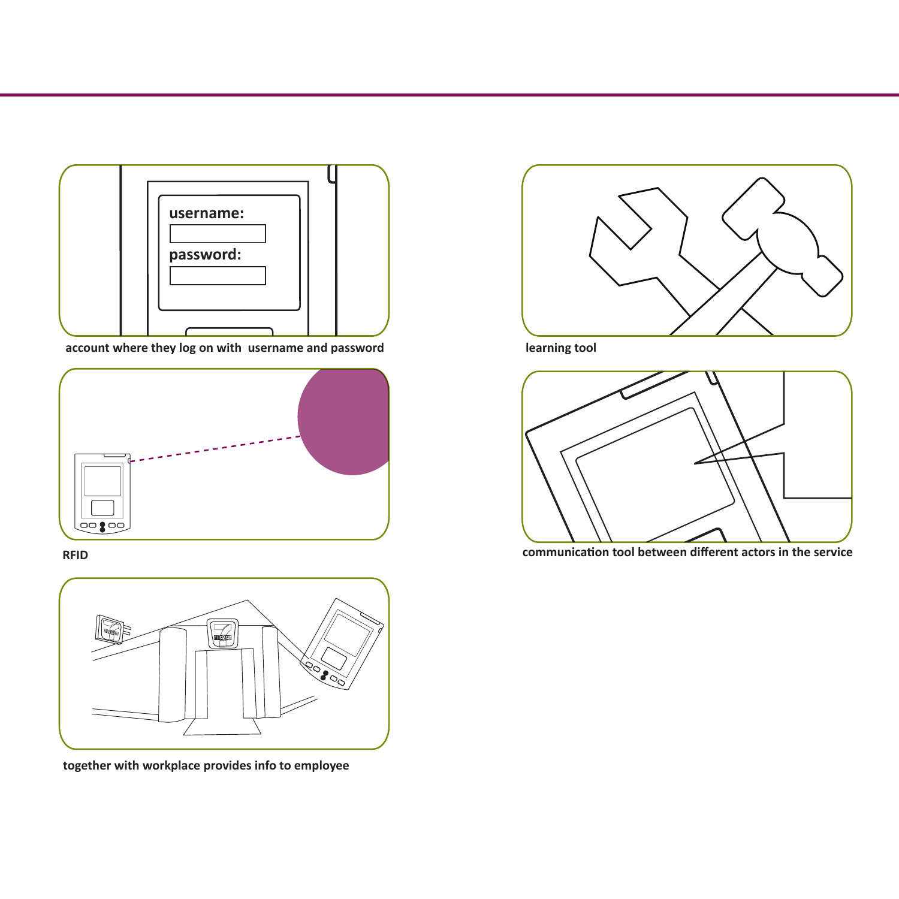username:

password:

account where they log on with username and password

RFID

together with workplace provides info to employee

learning tool

communication tool between different actors in the service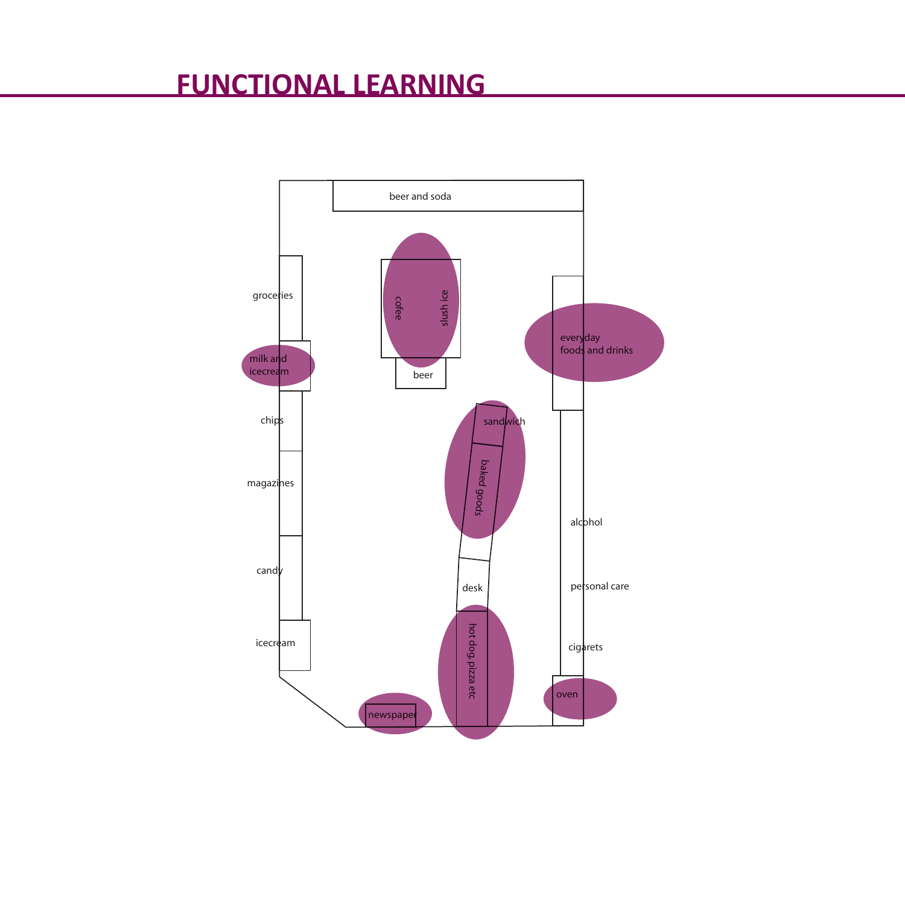# FUNCTIONAL LEARNING

beer and soda

groceries

cofee

slush ice

everyday foods and drinks

milk and icecream

beer

chips

sandwich

baked goods

magazines

alcohol

candy

desk

personal care

icecream

hot dog, pizza etc

cigarets

oven

newspaper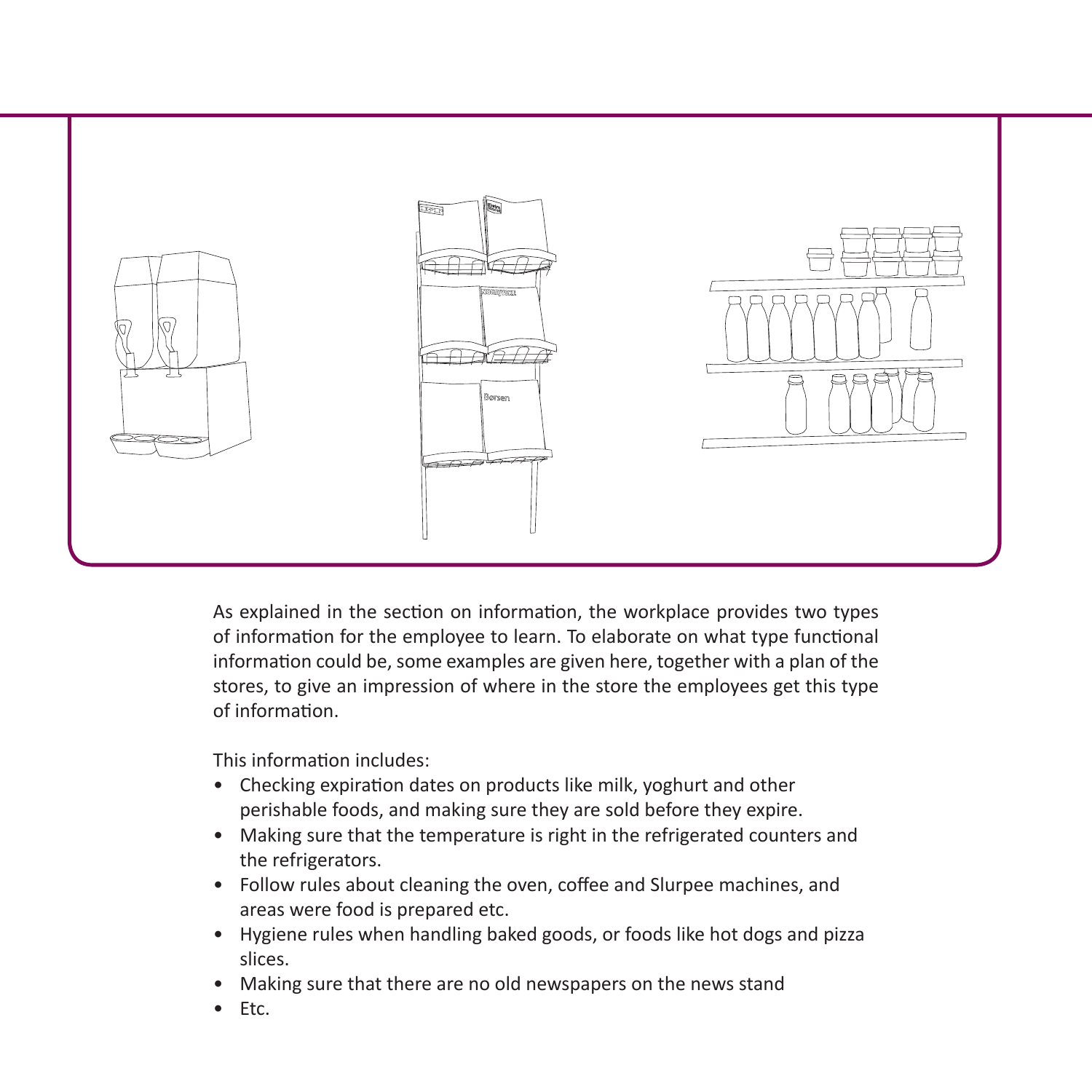As explained in the section on information, the workplace provides two types of information for the employee to learn. To elaborate on what type functional information could be, some examples are given here, together with a plan of the stores, to give an impression of where in the store the employees get this type of information.

This information includes:

- Checking expiration dates on products like milk, yoghurt and other perishable foods, and making sure they are sold before they expire.
- Making sure that the temperature is right in the refrigerated counters and the refrigerators.
- Follow rules about cleaning the oven, coffee and Slurpee machines, and areas were food is prepared etc.
- Hygiene rules when handling baked goods, or foods like hot dogs and pizza slices.
- Making sure that there are no old newspapers on the news stand
- Etc.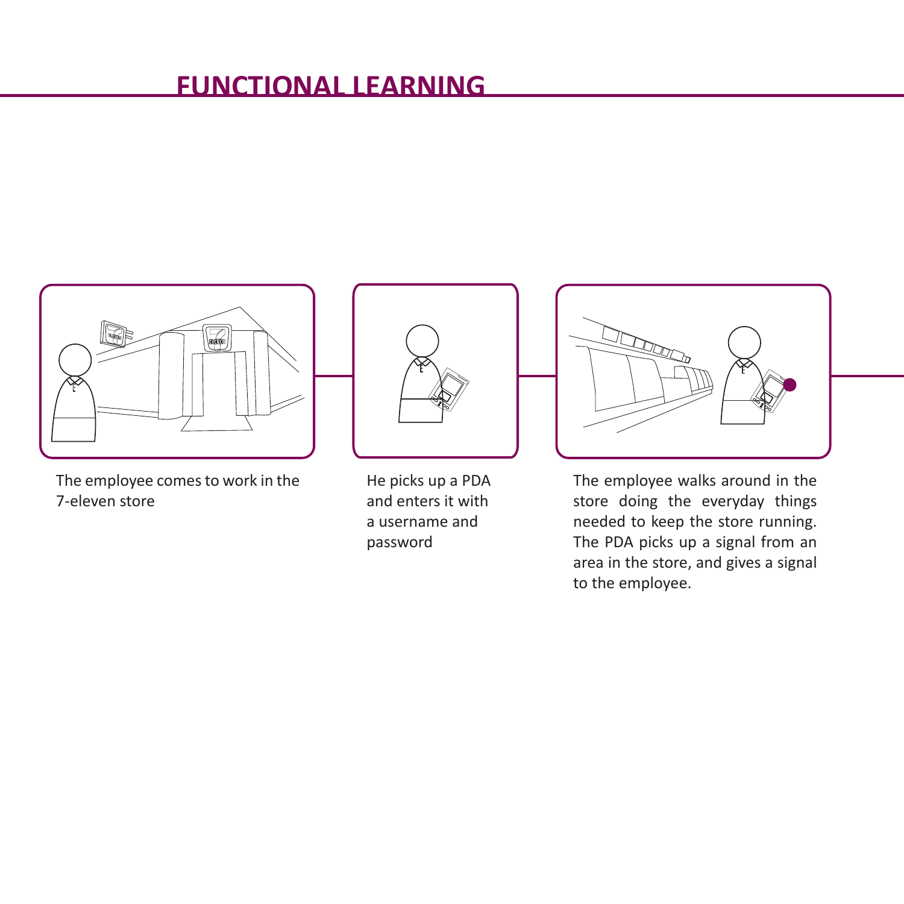# FUNCTIONAL LEARNING

The employee comes to work in the 7-eleven store

He picks up a PDA and enters it with a username and password

The employee walks around in the store doing the everyday things needed to keep the store running. The PDA picks up a signal from an area in the store, and gives a signal to the employee.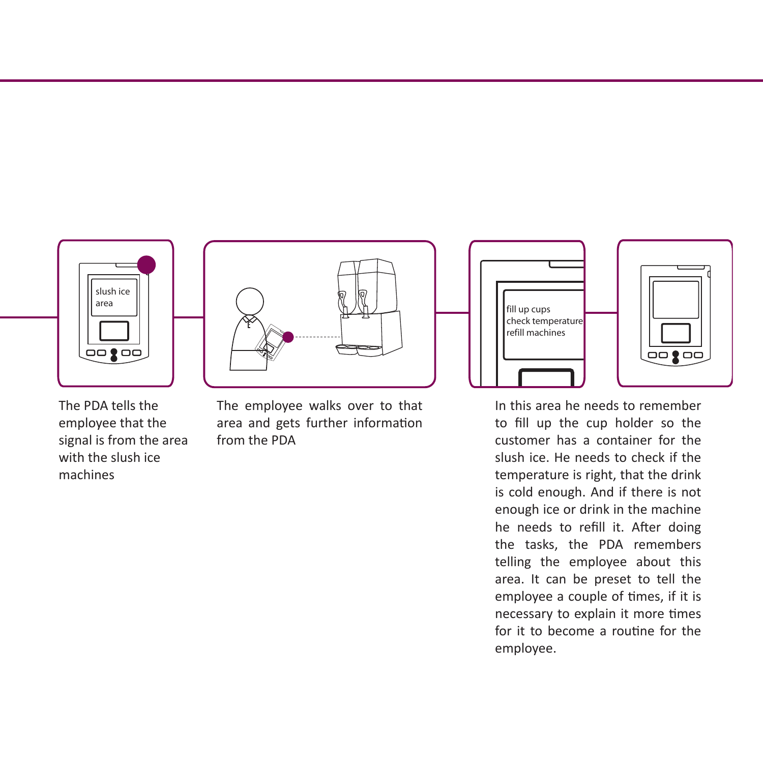slush ice area

fill up cups
check temperature
refill machines

The PDA tells the employee that the signal is from the area with the slush ice machines

The employee walks over to that area and gets further information from the PDA

In this area he needs to remember to fill up the cup holder so the customer has a container for the slush ice. He needs to check if the temperature is right, that the drink is cold enough. And if there is not enough ice or drink in the machine he needs to refill it. After doing the tasks, the PDA remembers telling the employee about this area. It can be preset to tell the employee a couple of times, if it is necessary to explain it more times for it to become a routine for the employee.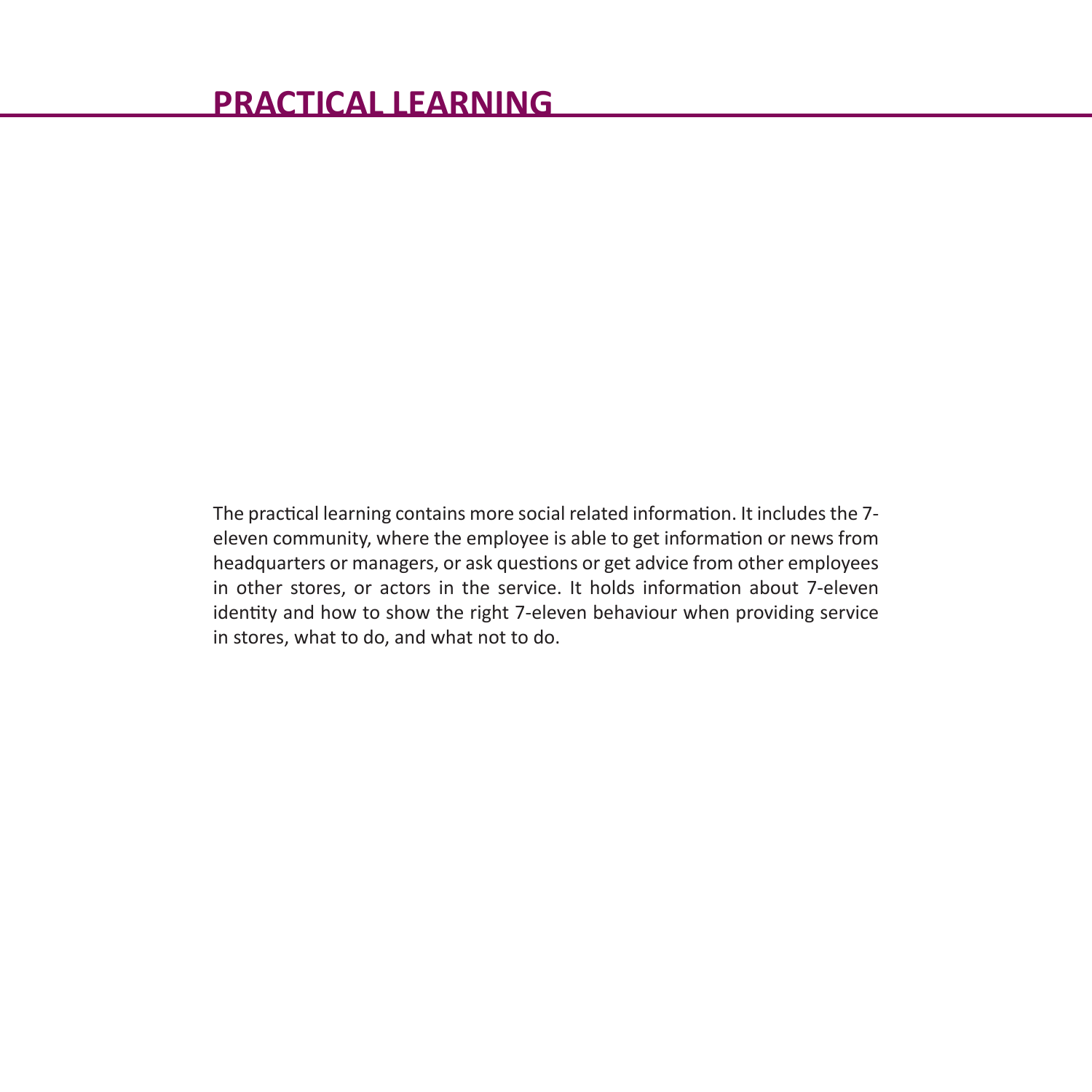# PRACTICAL LEARNING

The practical learning contains more social related information. It includes the 7-eleven community, where the employee is able to get information or news from headquarters or managers, or ask questions or get advice from other employees in other stores, or actors in the service. It holds information about 7-eleven identity and how to show the right 7-eleven behaviour when providing service in stores, what to do, and what not to do.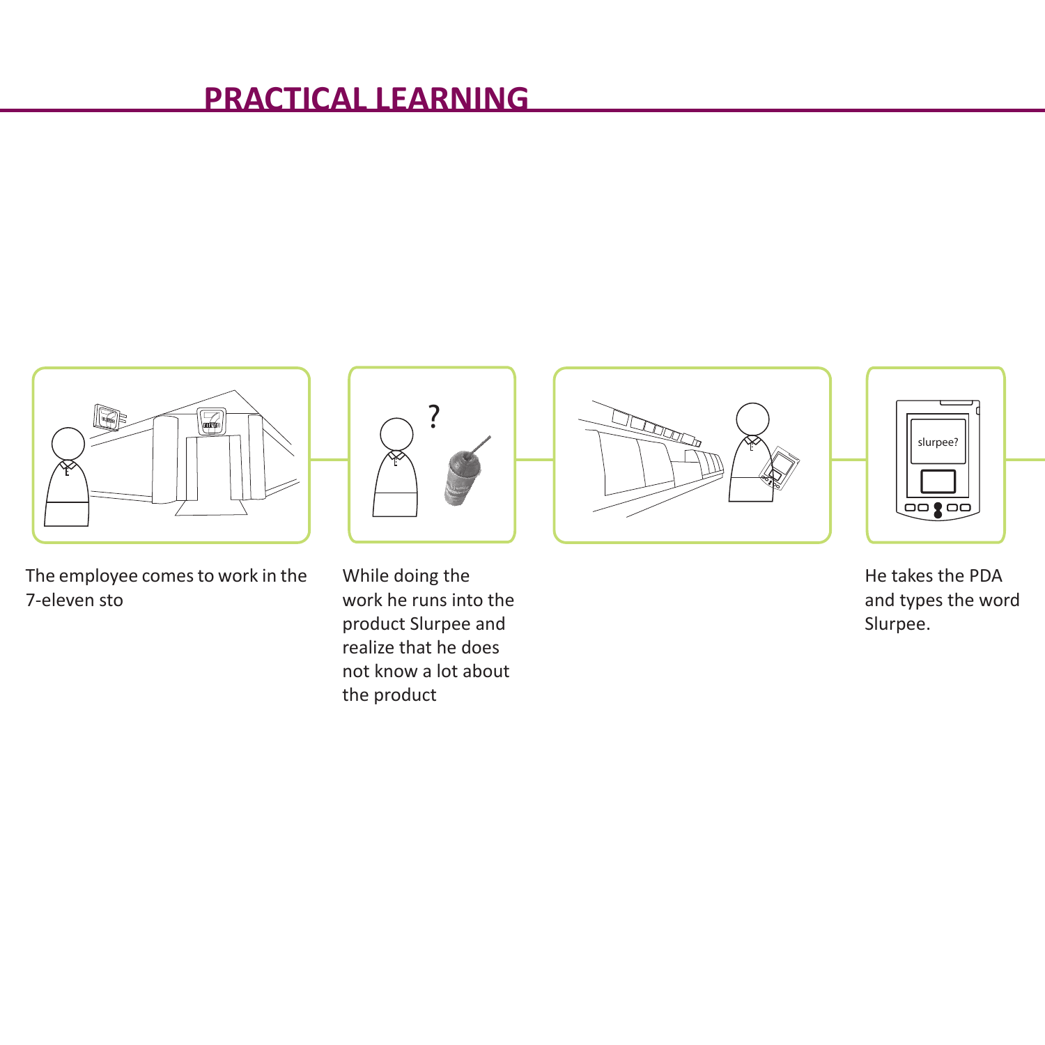# PRACTICAL LEARNING

The employee comes to work in the 7-eleven sto

While doing the work he runs into the product Slurpee and realize that he does not know a lot about the product

He takes the PDA and types the word Slurpee.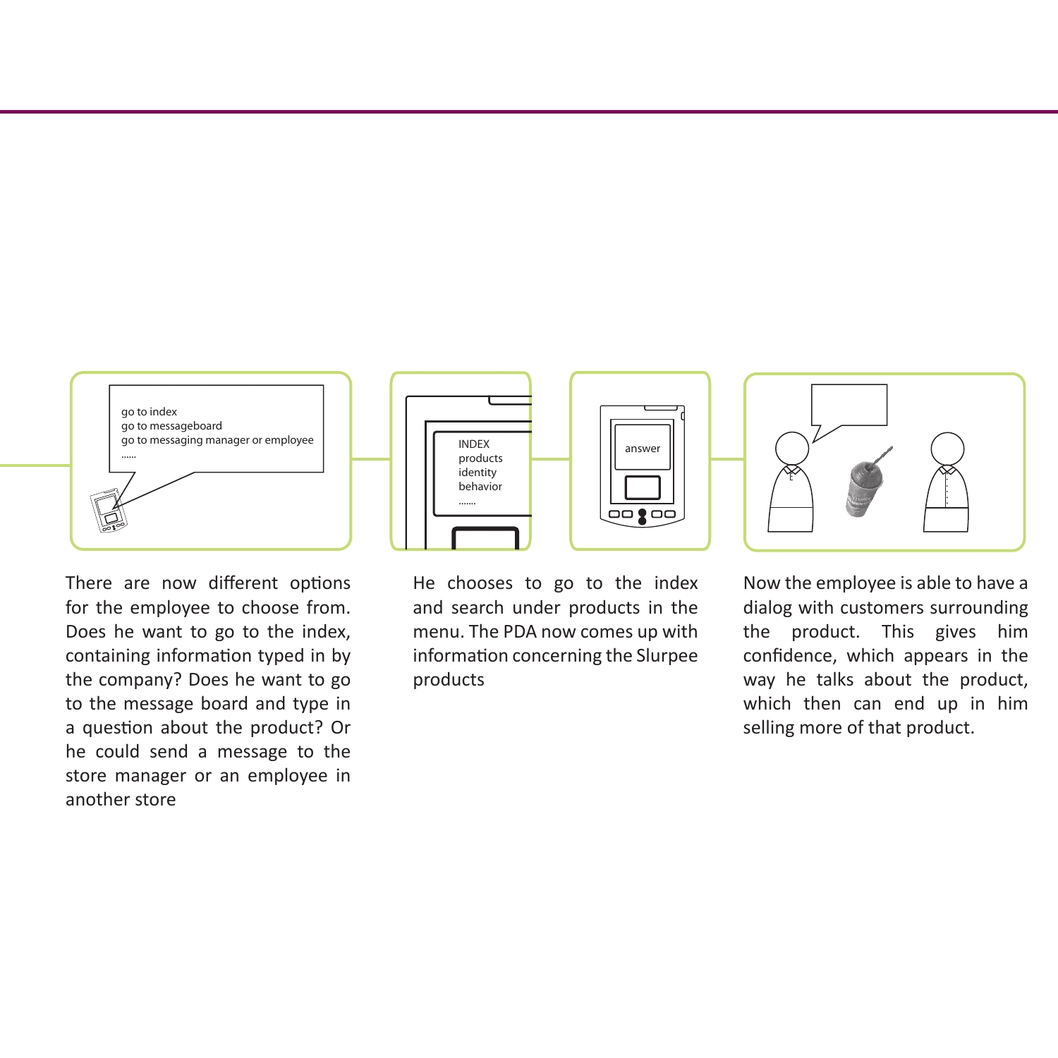There are now different options for the employee to choose from. Does he want to go to the index, containing information typed in by the company? Does he want to go to the message board and type in a question about the product? Or he could send a message to the store manager or an employee in another store

He chooses to go to the index and search under products in the menu. The PDA now comes up with information concerning the Slurpee products

Now the employee is able to have a dialog with customers surrounding the product. This gives him confidence, which appears in the way he talks about the product, which then can end up in him selling more of that product.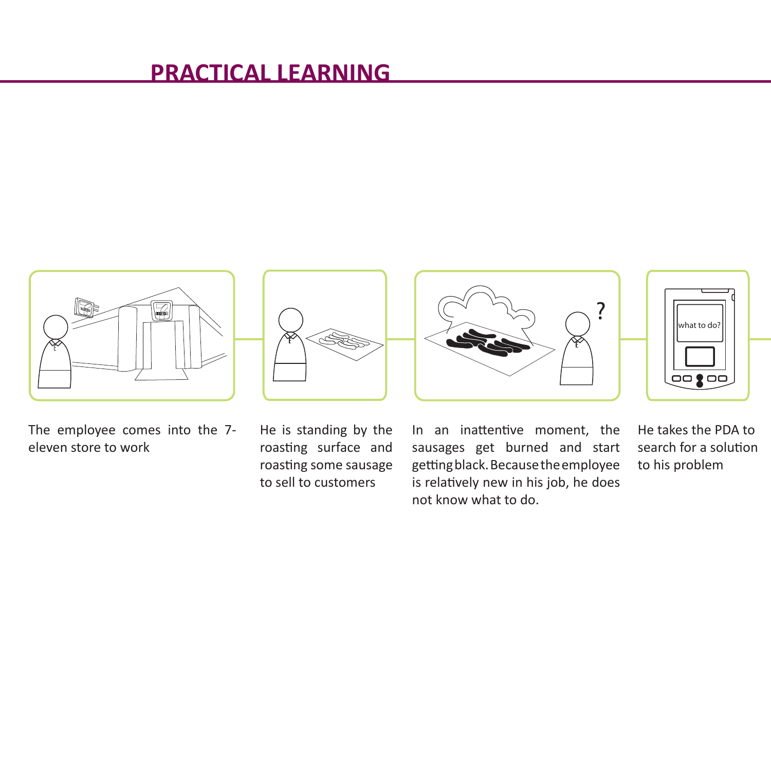# PRACTICAL LEARNING

The employee comes into the 7-eleven store to work

He is standing by the roasting surface and roasting some sausage to sell to customers

In an inattentive moment, the sausages get burned and start getting black. Because the employee is relatively new in his job, he does not know what to do.

He takes the PDA to search for a solution to his problem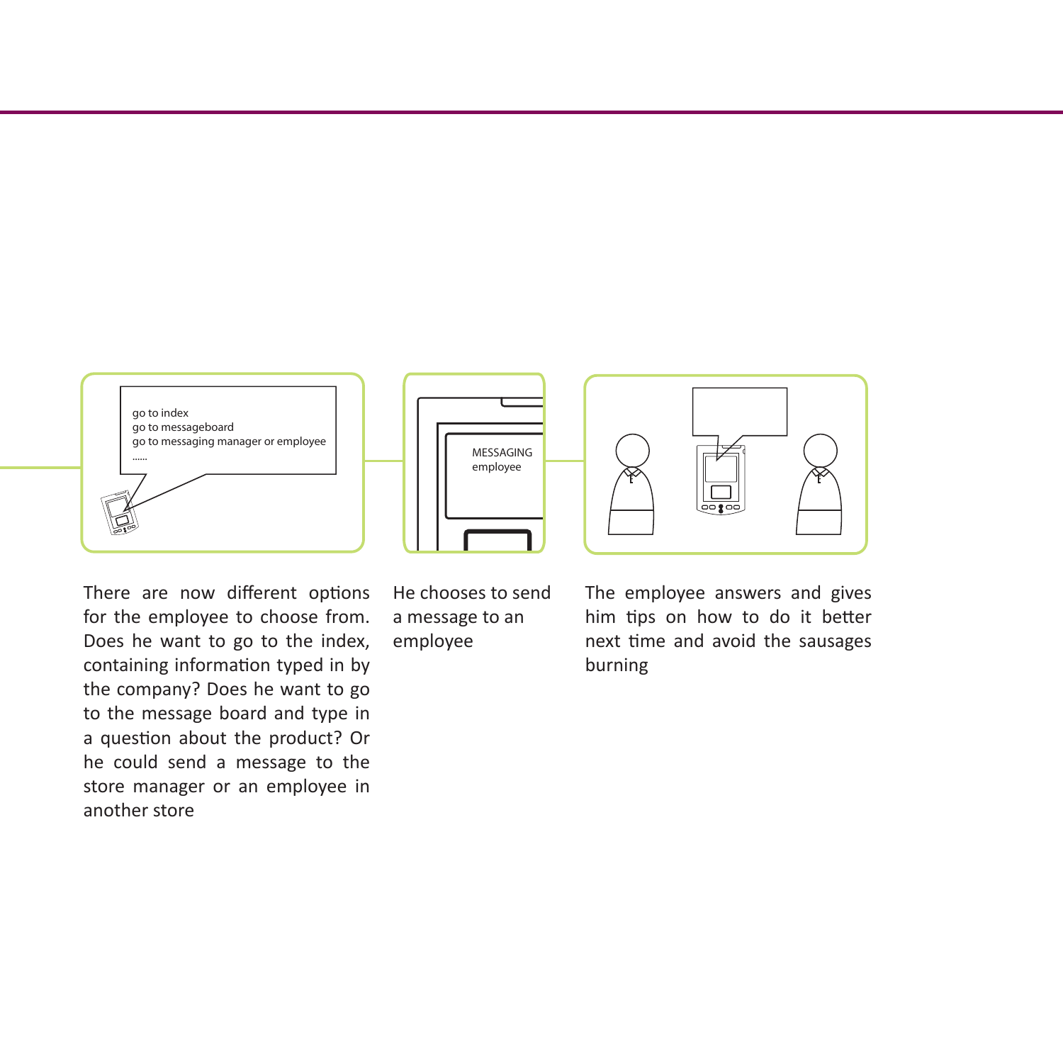There are now different options for the employee to choose from. Does he want to go to the index, containing information typed in by the company? Does he want to go to the message board and type in a question about the product? Or he could send a message to the store manager or an employee in another store

He chooses to send a message to an employee

The employee answers and gives him tips on how to do it better next time and avoid the sausages burning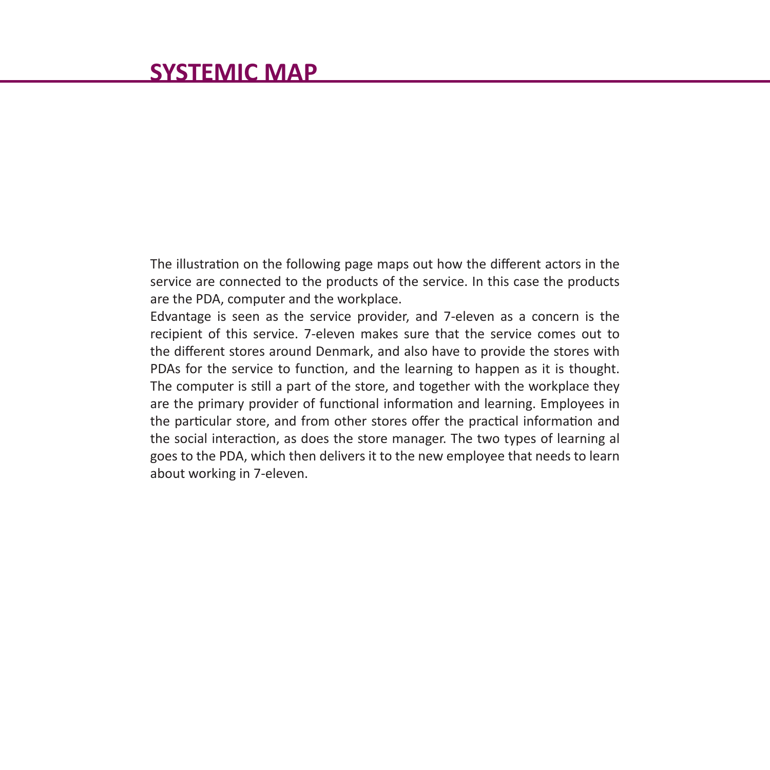# SYSTEMIC MAP

The illustration on the following page maps out how the different actors in the service are connected to the products of the service. In this case the products are the PDA, computer and the workplace.
Edvantage is seen as the service provider, and 7-eleven as a concern is the recipient of this service. 7-eleven makes sure that the service comes out to the different stores around Denmark, and also have to provide the stores with PDAs for the service to function, and the learning to happen as it is thought. The computer is still a part of the store, and together with the workplace they are the primary provider of functional information and learning. Employees in the particular store, and from other stores offer the practical information and the social interaction, as does the store manager. The two types of learning al goes to the PDA, which then delivers it to the new employee that needs to learn about working in 7-eleven.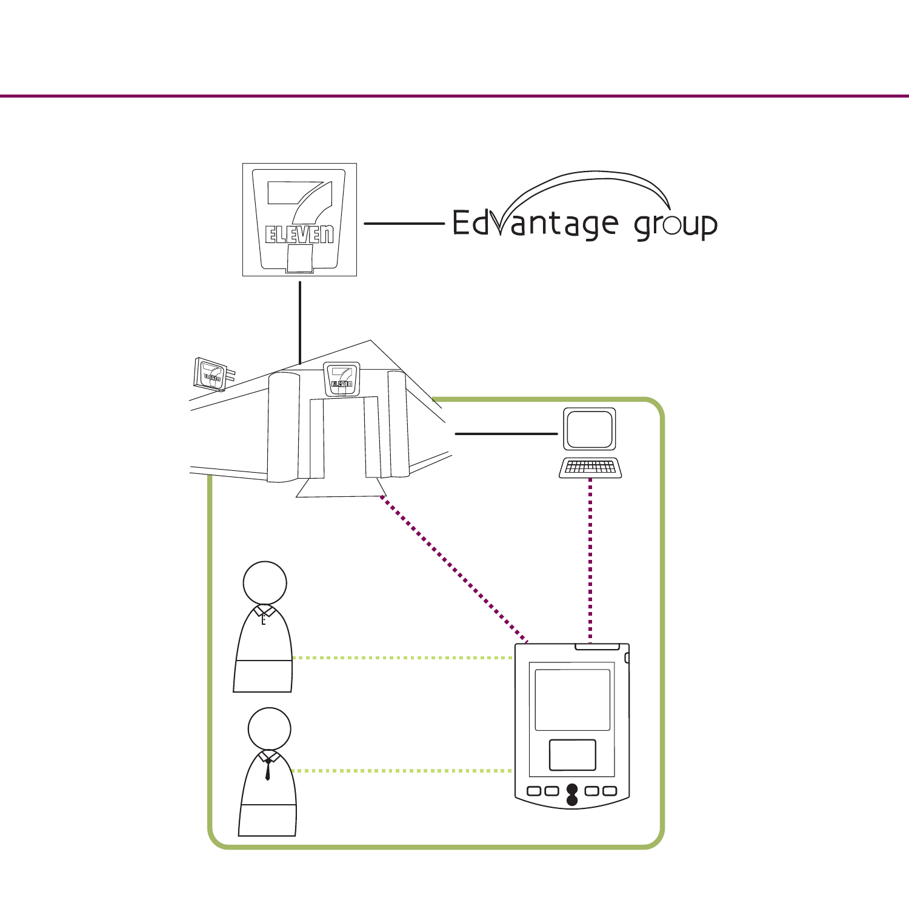Edvantage group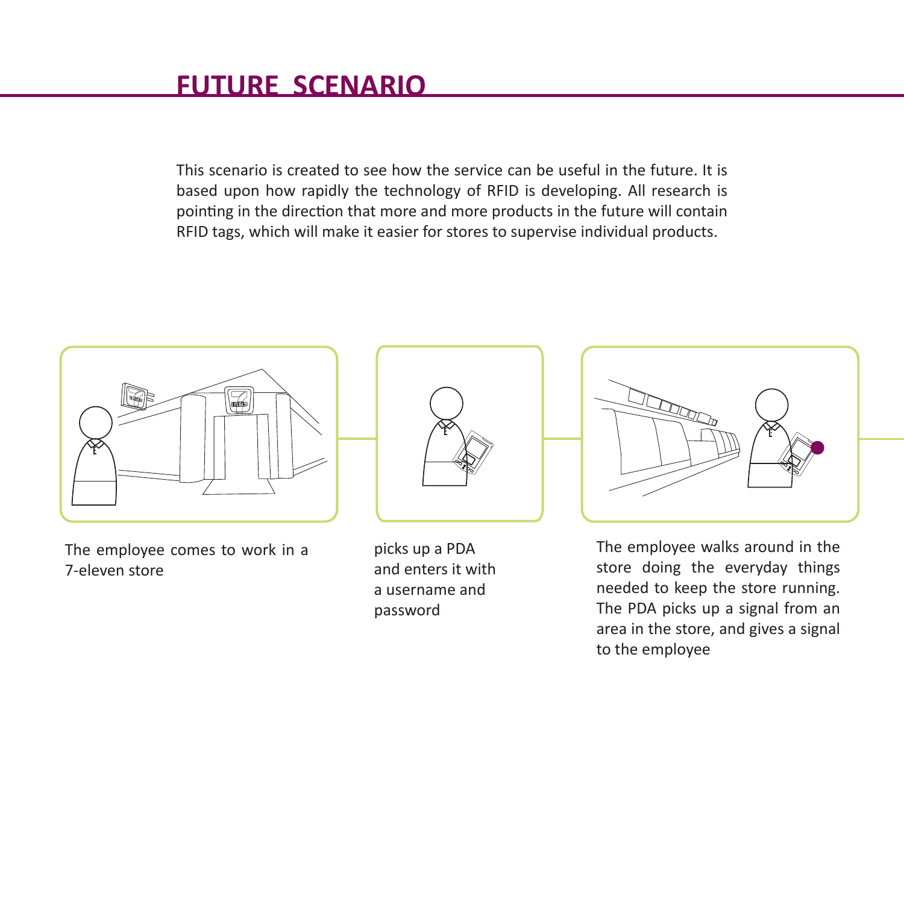# FUTURE SCENARIO

This scenario is created to see how the service can be useful in the future. It is based upon how rapidly the technology of RFID is developing. All research is pointing in the direction that more and more products in the future will contain RFID tags, which will make it easier for stores to supervise individual products.

The employee comes to work in a 7-eleven store

picks up a PDA and enters it with a username and password

The employee walks around in the store doing the everyday things needed to keep the store running. The PDA picks up a signal from an area in the store, and gives a signal to the employee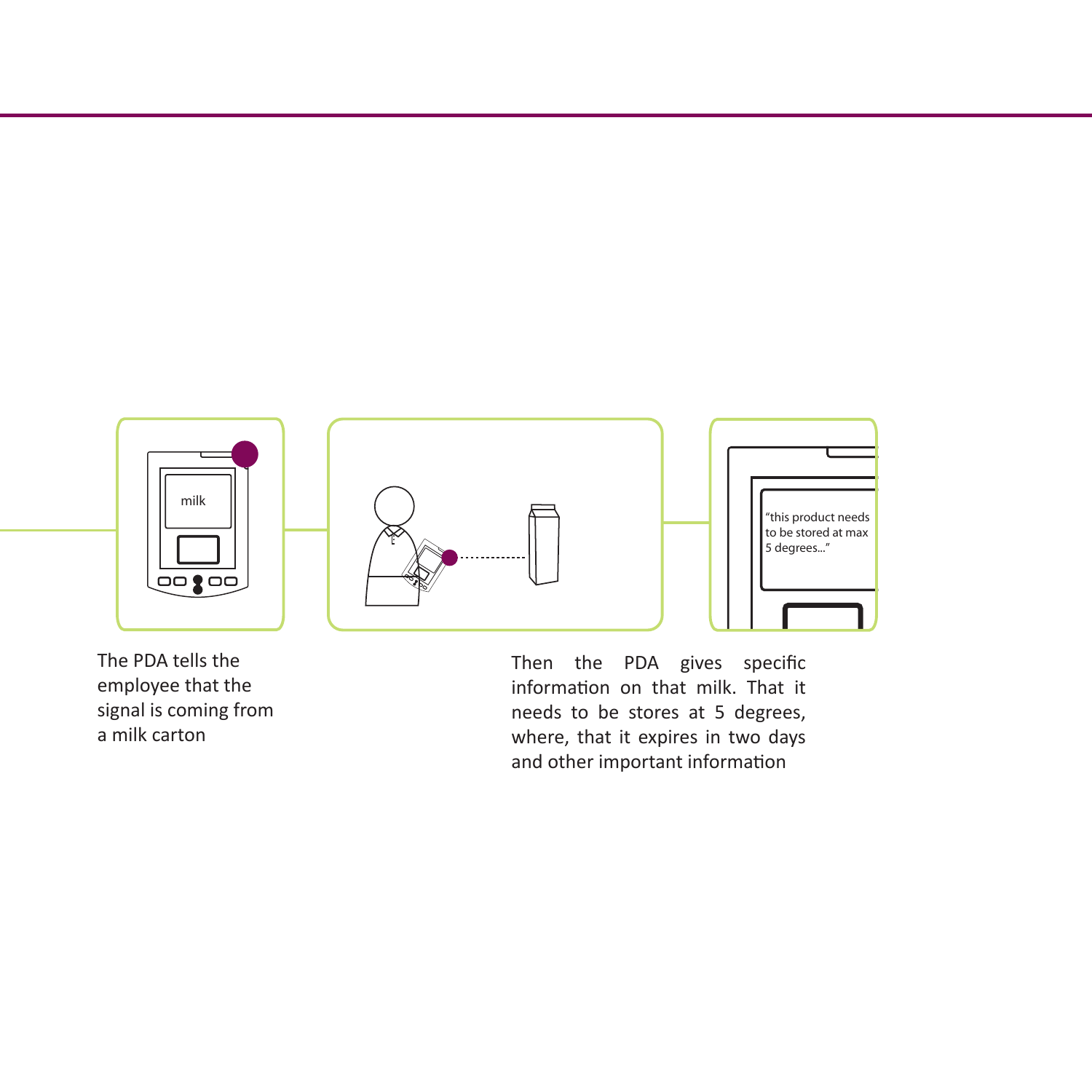The PDA tells the employee that the signal is coming from a milk carton

Then the PDA gives specific information on that milk. That it needs to be stores at 5 degrees, where, that it expires in two days and other important information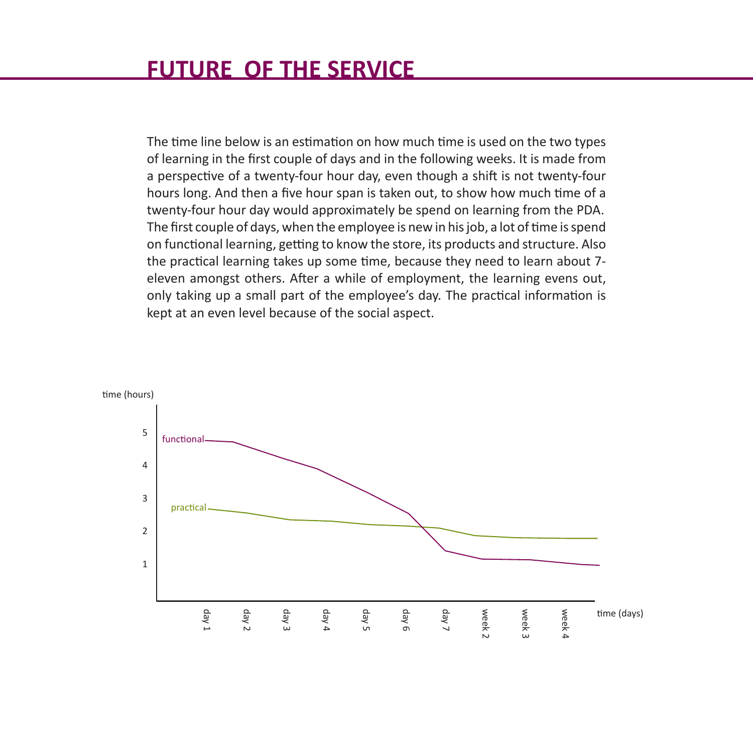# FUTURE OF THE SERVICE

The time line below is an estimation on how much time is used on the two types of learning in the first couple of days and in the following weeks. It is made from a perspective of a twenty-four hour day, even though a shift is not twenty-four hours long. And then a five hour span is taken out, to show how much time of a twenty-four hour day would approximately be spend on learning from the PDA. The first couple of days, when the employee is new in his job, a lot of time is spend on functional learning, getting to know the store, its products and structure. Also the practical learning takes up some time, because they need to learn about 7-eleven amongst others. After a while of employment, the learning evens out, only taking up a small part of the employee's day. The practical information is kept at an even level because of the social aspect.

time (hours)

5
4
3
2
1

functional

practical

day 1 day 2 day 3 day 4 day 5 day 6 day 7 week 2 week 3 week 4

time (days)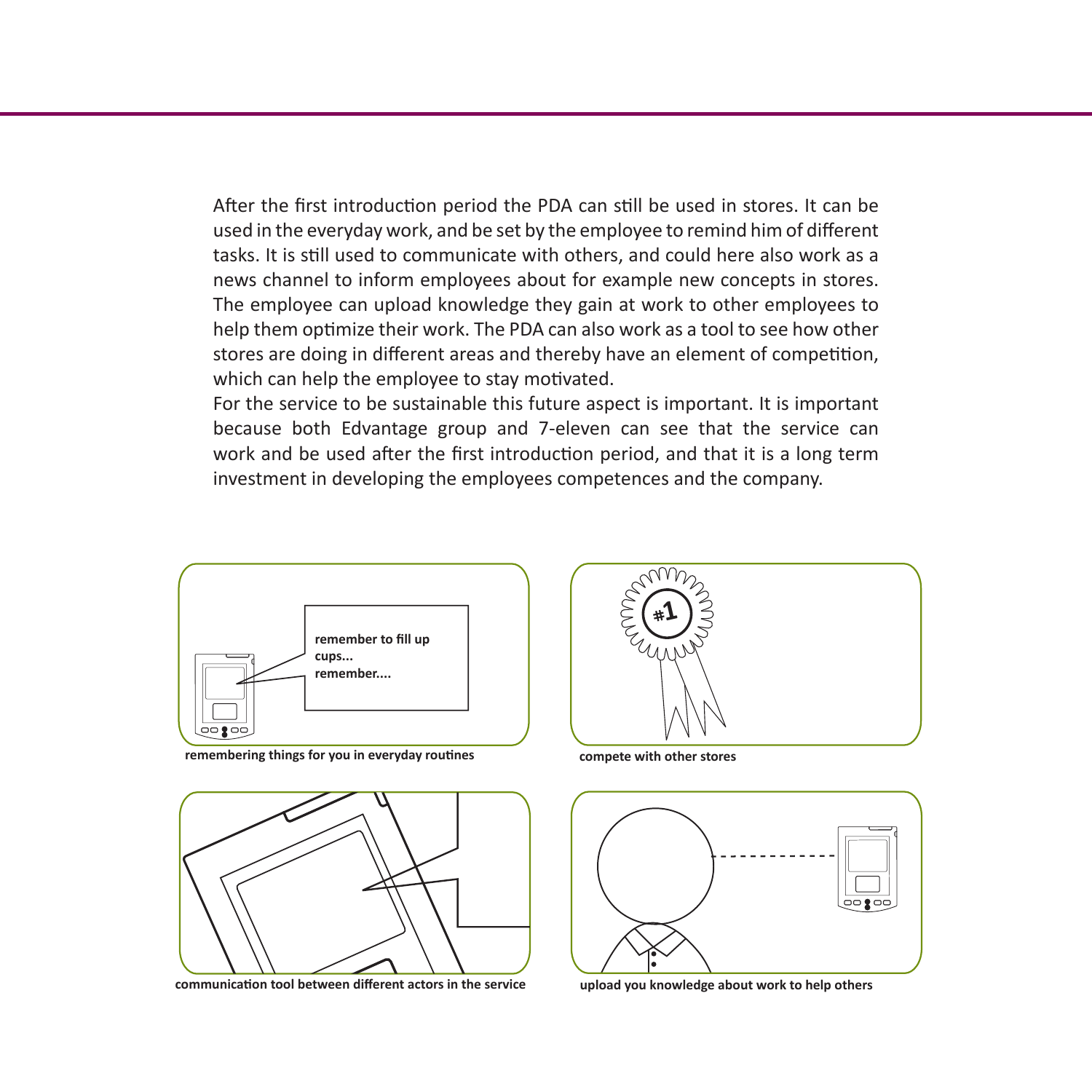After the first introduction period the PDA can still be used in stores. It can be used in the everyday work, and be set by the employee to remind him of different tasks. It is still used to communicate with others, and could here also work as a news channel to inform employees about for example new concepts in stores. The employee can upload knowledge they gain at work to other employees to help them optimize their work. The PDA can also work as a tool to see how other stores are doing in different areas and thereby have an element of competition, which can help the employee to stay motivated.
For the service to be sustainable this future aspect is important. It is important because both Edvantage group and 7-eleven can see that the service can work and be used after the first introduction period, and that it is a long term investment in developing the employees competences and the company.

remember to fill up cups...
remember....

**remembering things for you in everyday routines**

#1

**compete with other stores**

**communication tool between different actors in the service**

**upload you knowledge about work to help others**